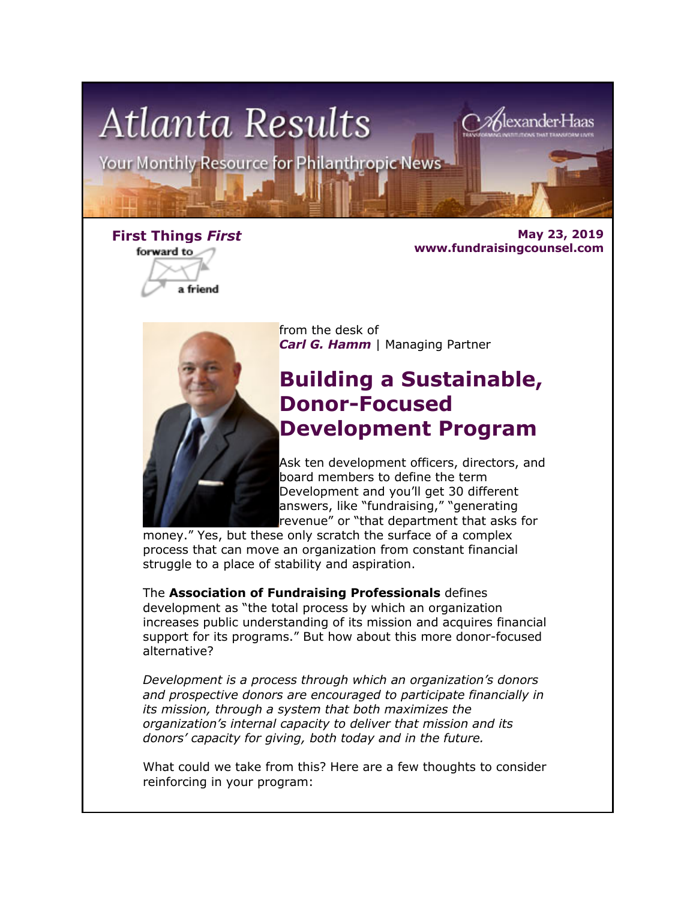# Atlanta Results

Your Monthly Resource for Philanthropic News

AlexanderHaas

**First Things *First***

forward to a friend

**May 23, 2019**
**www.fundraisingcounsel.com**

from the desk of
***Carl G. Hamm*** | Managing Partner

## Building a Sustainable, Donor-Focused Development Program

Ask ten development officers, directors, and board members to define the term Development and you'll get 30 different answers, like "fundraising," "generating revenue" or "that department that asks for money." Yes, but these only scratch the surface of a complex process that can move an organization from constant financial struggle to a place of stability and aspiration.

The **Association of Fundraising Professionals** defines development as "the total process by which an organization increases public understanding of its mission and acquires financial support for its programs." But how about this more donor-focused alternative?

*Development is a process through which an organization's donors and prospective donors are encouraged to participate financially in its mission, through a system that both maximizes the organization's internal capacity to deliver that mission and its donors' capacity for giving, both today and in the future.*

What could we take from this? Here are a few thoughts to consider reinforcing in your program: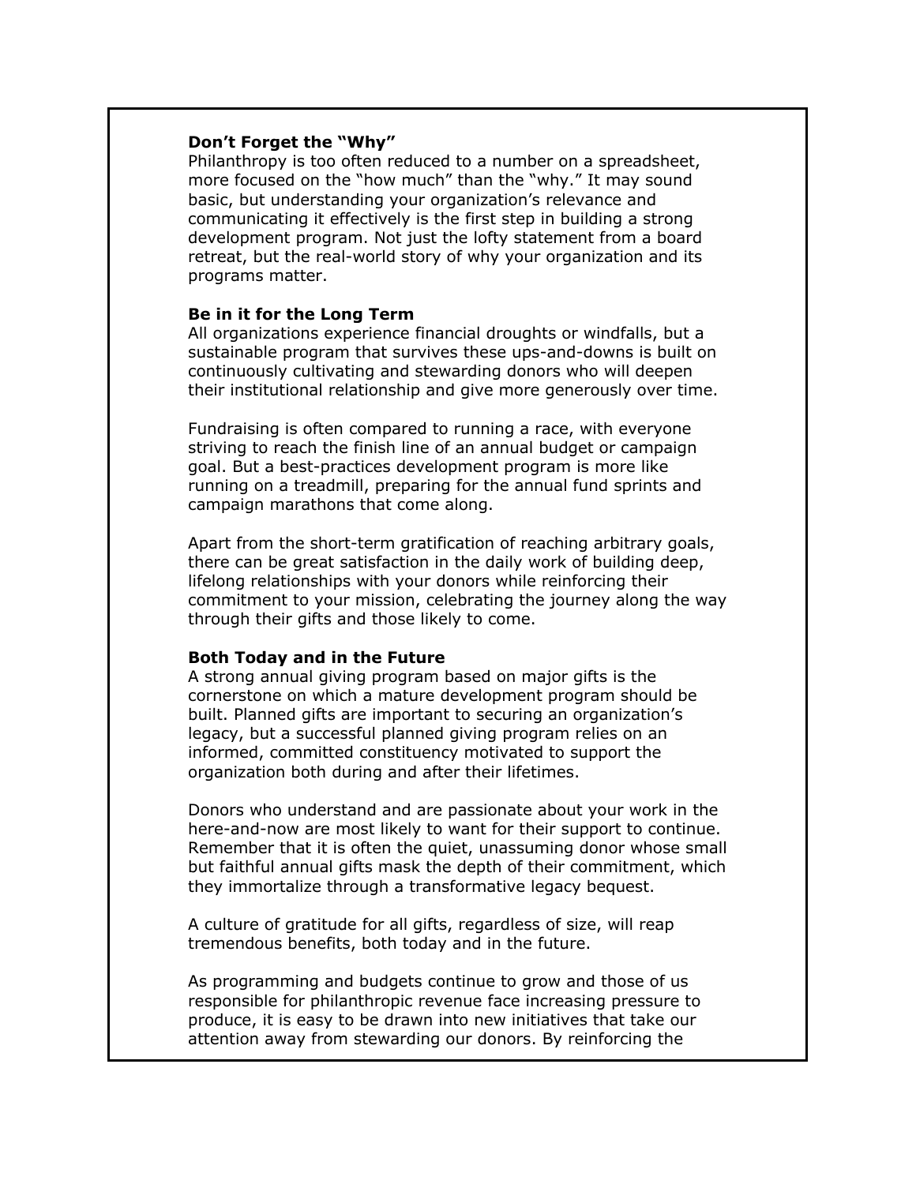**Don't Forget the "Why"**

Philanthropy is too often reduced to a number on a spreadsheet, more focused on the "how much" than the "why." It may sound basic, but understanding your organization's relevance and communicating it effectively is the first step in building a strong development program. Not just the lofty statement from a board retreat, but the real-world story of why your organization and its programs matter.

**Be in it for the Long Term**

All organizations experience financial droughts or windfalls, but a sustainable program that survives these ups-and-downs is built on continuously cultivating and stewarding donors who will deepen their institutional relationship and give more generously over time.

Fundraising is often compared to running a race, with everyone striving to reach the finish line of an annual budget or campaign goal. But a best-practices development program is more like running on a treadmill, preparing for the annual fund sprints and campaign marathons that come along.

Apart from the short-term gratification of reaching arbitrary goals, there can be great satisfaction in the daily work of building deep, lifelong relationships with your donors while reinforcing their commitment to your mission, celebrating the journey along the way through their gifts and those likely to come.

**Both Today and in the Future**

A strong annual giving program based on major gifts is the cornerstone on which a mature development program should be built. Planned gifts are important to securing an organization's legacy, but a successful planned giving program relies on an informed, committed constituency motivated to support the organization both during and after their lifetimes.

Donors who understand and are passionate about your work in the here-and-now are most likely to want for their support to continue. Remember that it is often the quiet, unassuming donor whose small but faithful annual gifts mask the depth of their commitment, which they immortalize through a transformative legacy bequest.

A culture of gratitude for all gifts, regardless of size, will reap tremendous benefits, both today and in the future.

As programming and budgets continue to grow and those of us responsible for philanthropic revenue face increasing pressure to produce, it is easy to be drawn into new initiatives that take our attention away from stewarding our donors. By reinforcing the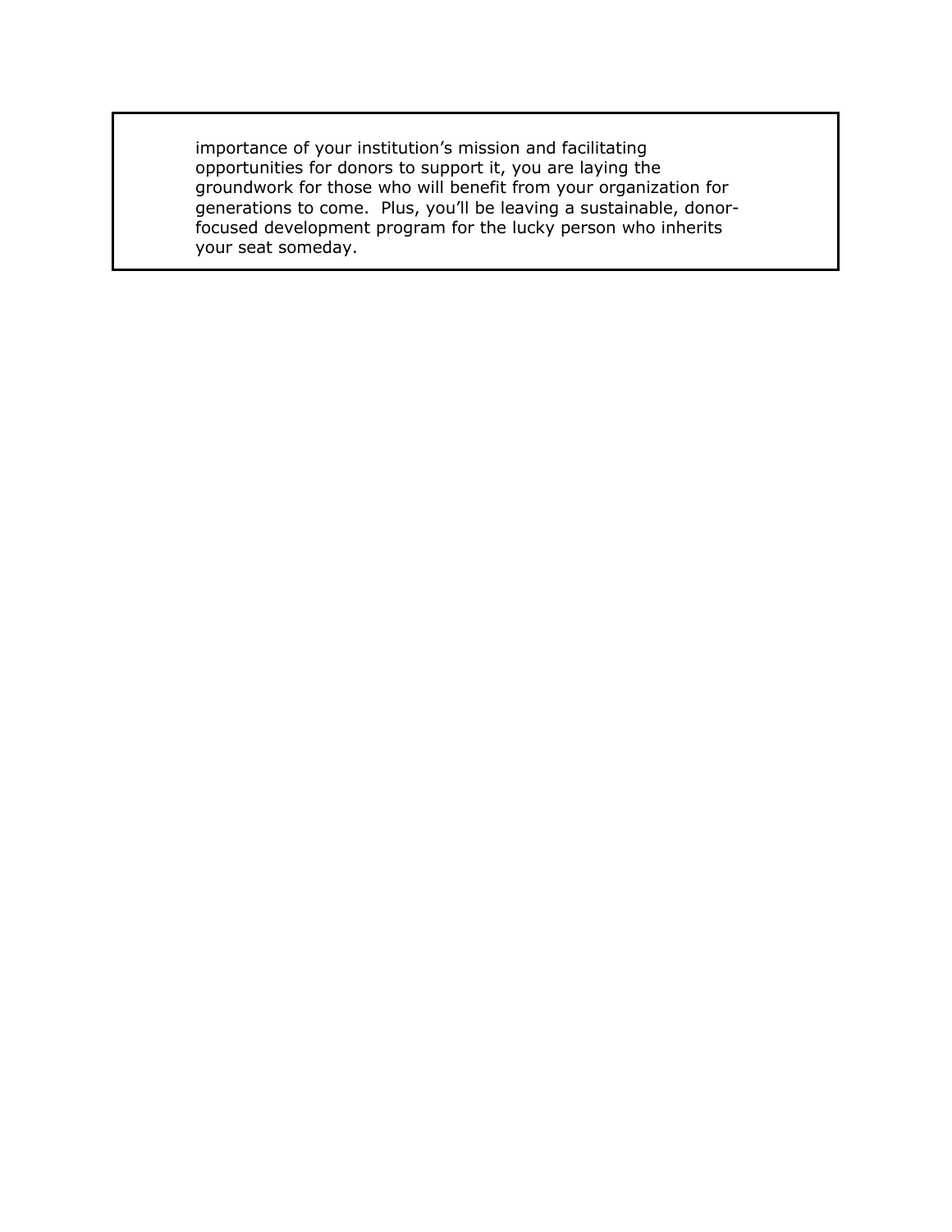importance of your institution's mission and facilitating opportunities for donors to support it, you are laying the groundwork for those who will benefit from your organization for generations to come. Plus, you'll be leaving a sustainable, donor-focused development program for the lucky person who inherits your seat someday.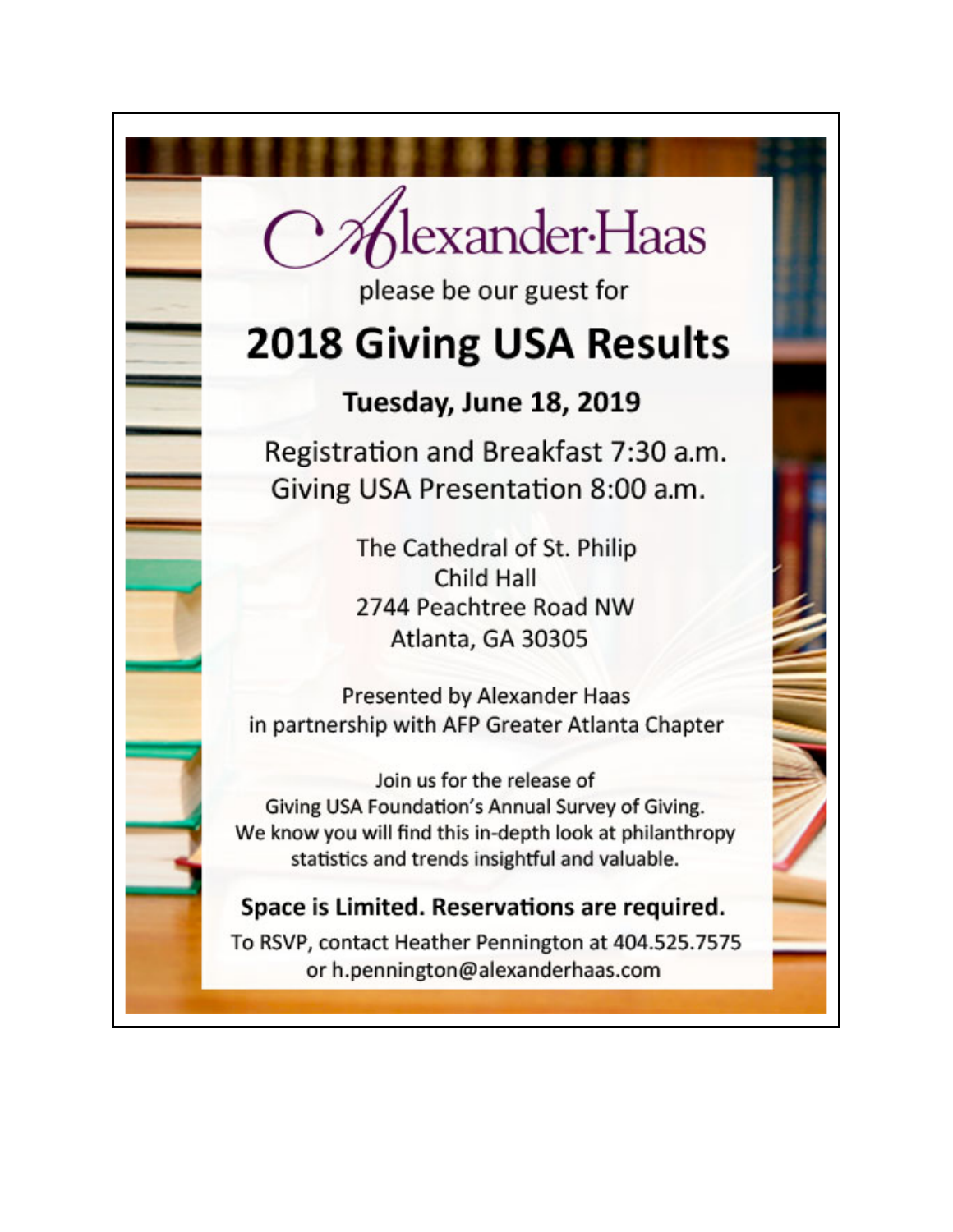Alexander·Haas

please be our guest for

# 2018 Giving USA Results

## Tuesday, June 18, 2019

Registration and Breakfast 7:30 a.m.
Giving USA Presentation 8:00 a.m.

The Cathedral of St. Philip
Child Hall
2744 Peachtree Road NW
Atlanta, GA 30305

Presented by Alexander Haas
in partnership with AFP Greater Atlanta Chapter

Join us for the release of
Giving USA Foundation's Annual Survey of Giving.
We know you will find this in-depth look at philanthropy statistics and trends insightful and valuable.

**Space is Limited. Reservations are required.**

To RSVP, contact Heather Pennington at 404.525.7575
or h.pennington@alexanderhaas.com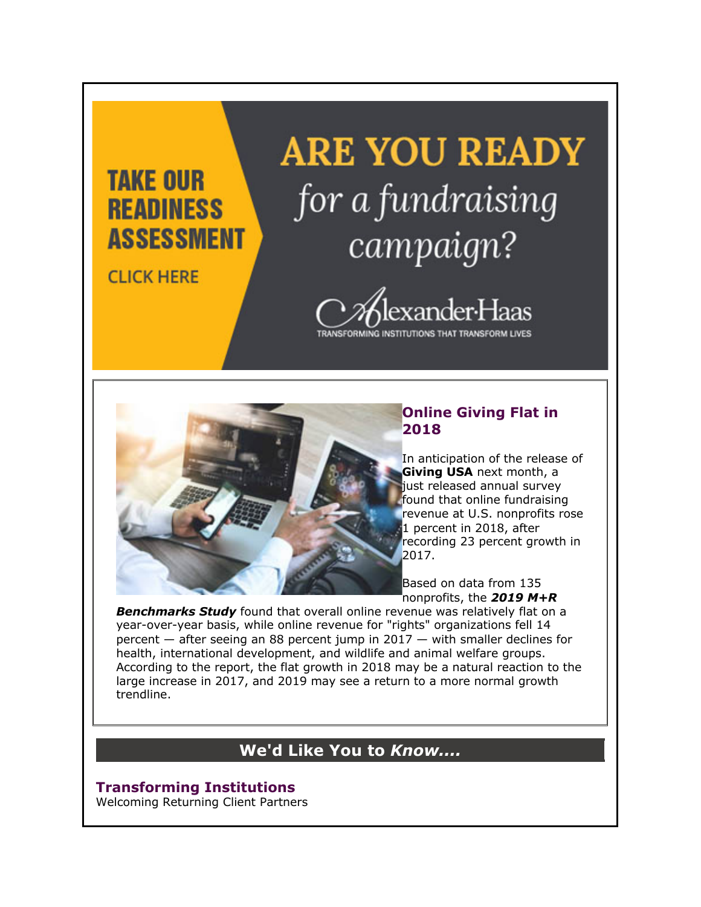TAKE OUR READINESS ASSESSMENT

CLICK HERE

# ARE YOU READY for a fundraising campaign?

AlexanderHaas

TRANSFORMING INSTITUTIONS THAT TRANSFORM LIVES

## Online Giving Flat in 2018

In anticipation of the release of **Giving USA** next month, a just released annual survey found that online fundraising revenue at U.S. nonprofits rose 1 percent in 2018, after recording 23 percent growth in 2017.

Based on data from 135 nonprofits, the ***2019 M+R Benchmarks Study*** found that overall online revenue was relatively flat on a year-over-year basis, while online revenue for "rights" organizations fell 14 percent — after seeing an 88 percent jump in 2017 — with smaller declines for health, international development, and wildlife and animal welfare groups. According to the report, the flat growth in 2018 may be a natural reaction to the large increase in 2017, and 2019 may see a return to a more normal growth trendline.

## We'd Like You to *Know....*

### Transforming Institutions

Welcoming Returning Client Partners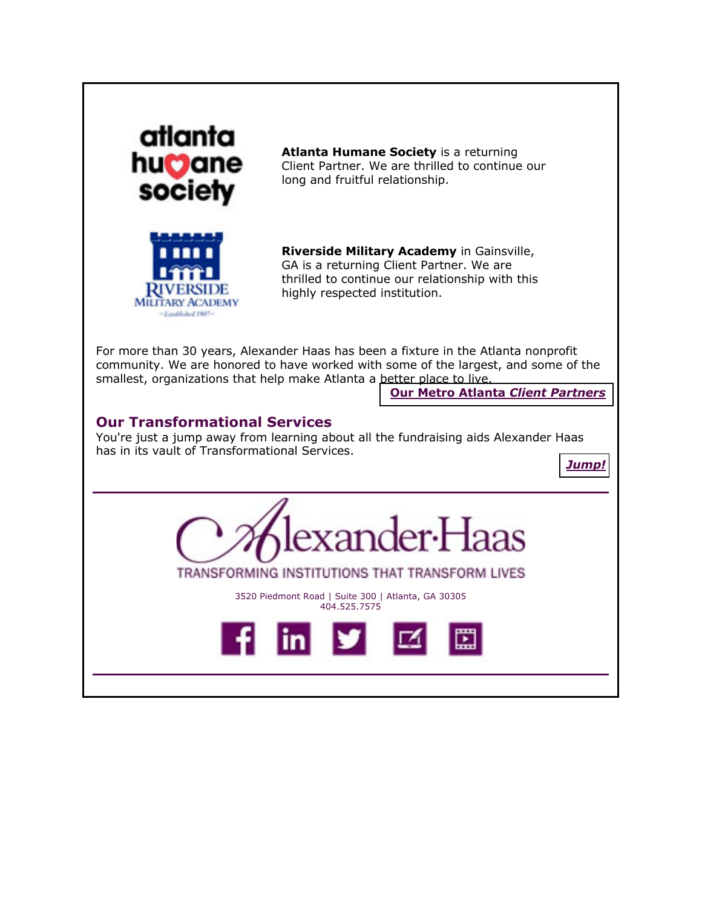**Atlanta Humane Society** is a returning Client Partner. We are thrilled to continue our long and fruitful relationship.

**Riverside Military Academy** in Gainsville, GA is a returning Client Partner. We are thrilled to continue our relationship with this highly respected institution.

For more than 30 years, Alexander Haas has been a fixture in the Atlanta nonprofit community. We are honored to have worked with some of the largest, and some of the smallest, organizations that help make Atlanta a better place to live.

**Our Metro Atlanta *Client Partners***

## Our Transformational Services

You're just a jump away from learning about all the fundraising aids Alexander Haas has in its vault of Transformational Services.

***Jump!***

Alexander·Haas

TRANSFORMING INSTITUTIONS THAT TRANSFORM LIVES

3520 Piedmont Road | Suite 300 | Atlanta, GA 30305
404.525.7575